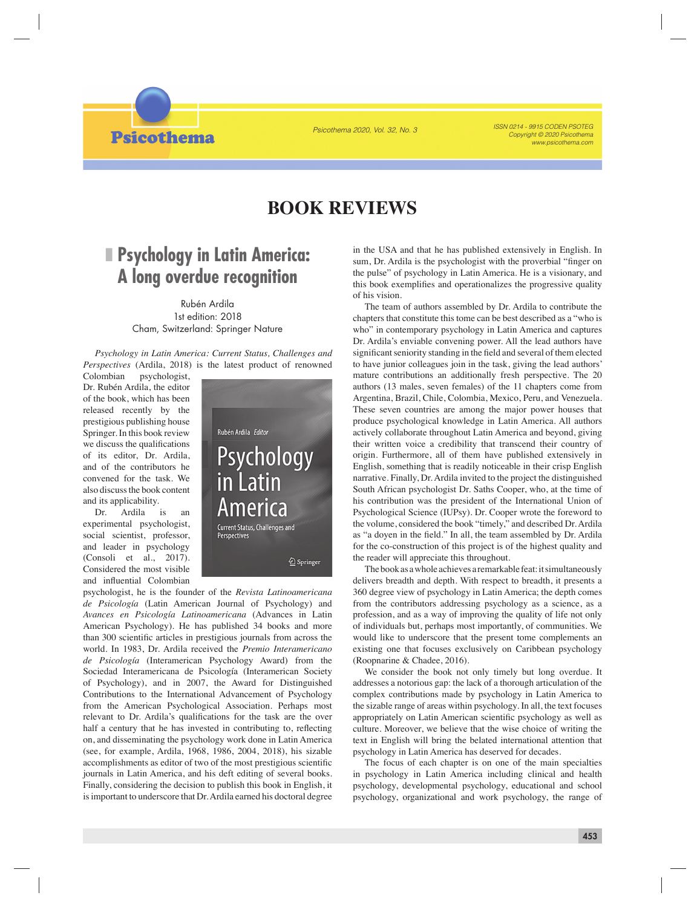# BOOK REVIEWS

## Psychology in Latin America: A long overdue recognition

Rubén Ardila
1st edition: 2018
Cham, Switzerland: Springer Nature

*Psychology in Latin America: Current Status, Challenges and Perspectives* (Ardila, 2018) is the latest product of renowned Colombian psychologist, Dr. Rubén Ardila, the editor of the book, which has been released recently by the prestigious publishing house Springer. In this book review we discuss the qualifications of its editor, Dr. Ardila, and of the contributors he convened for the task. We also discuss the book content and its applicability.

Dr. Ardila is an experimental psychologist, social scientist, professor, and leader in psychology (Consoli et al., 2017). Considered the most visible and influential Colombian psychologist, he is the founder of the *Revista Latinoamericana de Psicología* (Latin American Journal of Psychology) and *Avances en Psicología Latinoamericana* (Advances in Latin American Psychology). He has published 34 books and more than 300 scientific articles in prestigious journals from across the world. In 1983, Dr. Ardila received the *Premio Interamericano de Psicología* (Interamerican Psychology Award) from the Sociedad Interamericana de Psicología (Interamerican Society of Psychology), and in 2007, the Award for Distinguished Contributions to the International Advancement of Psychology from the American Psychological Association. Perhaps most relevant to Dr. Ardila's qualifications for the task are the over half a century that he has invested in contributing to, reflecting on, and disseminating the psychology work done in Latin America (see, for example, Ardila, 1968, 1986, 2004, 2018), his sizable accomplishments as editor of two of the most prestigious scientific journals in Latin America, and his deft editing of several books. Finally, considering the decision to publish this book in English, it is important to underscore that Dr. Ardila earned his doctoral degree in the USA and that he has published extensively in English. In sum, Dr. Ardila is the psychologist with the proverbial "finger on the pulse" of psychology in Latin America. He is a visionary, and this book exemplifies and operationalizes the progressive quality of his vision.

The team of authors assembled by Dr. Ardila to contribute the chapters that constitute this tome can be best described as a "who is who" in contemporary psychology in Latin America and captures Dr. Ardila's enviable convening power. All the lead authors have significant seniority standing in the field and several of them elected to have junior colleagues join in the task, giving the lead authors' mature contributions an additionally fresh perspective. The 20 authors (13 males, seven females) of the 11 chapters come from Argentina, Brazil, Chile, Colombia, Mexico, Peru, and Venezuela. These seven countries are among the major power houses that produce psychological knowledge in Latin America. All authors actively collaborate throughout Latin America and beyond, giving their written voice a credibility that transcend their country of origin. Furthermore, all of them have published extensively in English, something that is readily noticeable in their crisp English narrative. Finally, Dr. Ardila invited to the project the distinguished South African psychologist Dr. Saths Cooper, who, at the time of his contribution was the president of the International Union of Psychological Science (IUPsy). Dr. Cooper wrote the foreword to the volume, considered the book "timely," and described Dr. Ardila as "a doyen in the field." In all, the team assembled by Dr. Ardila for the co-construction of this project is of the highest quality and the reader will appreciate this throughout.

The book as a whole achieves a remarkable feat: it simultaneously delivers breadth and depth. With respect to breadth, it presents a 360 degree view of psychology in Latin America; the depth comes from the contributors addressing psychology as a science, as a profession, and as a way of improving the quality of life not only of individuals but, perhaps most importantly, of communities. We would like to underscore that the present tome complements an existing one that focuses exclusively on Caribbean psychology (Roopnarine & Chadee, 2016).

We consider the book not only timely but long overdue. It addresses a notorious gap: the lack of a thorough articulation of the complex contributions made by psychology in Latin America to the sizable range of areas within psychology. In all, the text focuses appropriately on Latin American scientific psychology as well as culture. Moreover, we believe that the wise choice of writing the text in English will bring the belated international attention that psychology in Latin America has deserved for decades.

The focus of each chapter is on one of the main specialties in psychology in Latin America including clinical and health psychology, developmental psychology, educational and school psychology, organizational and work psychology, the range of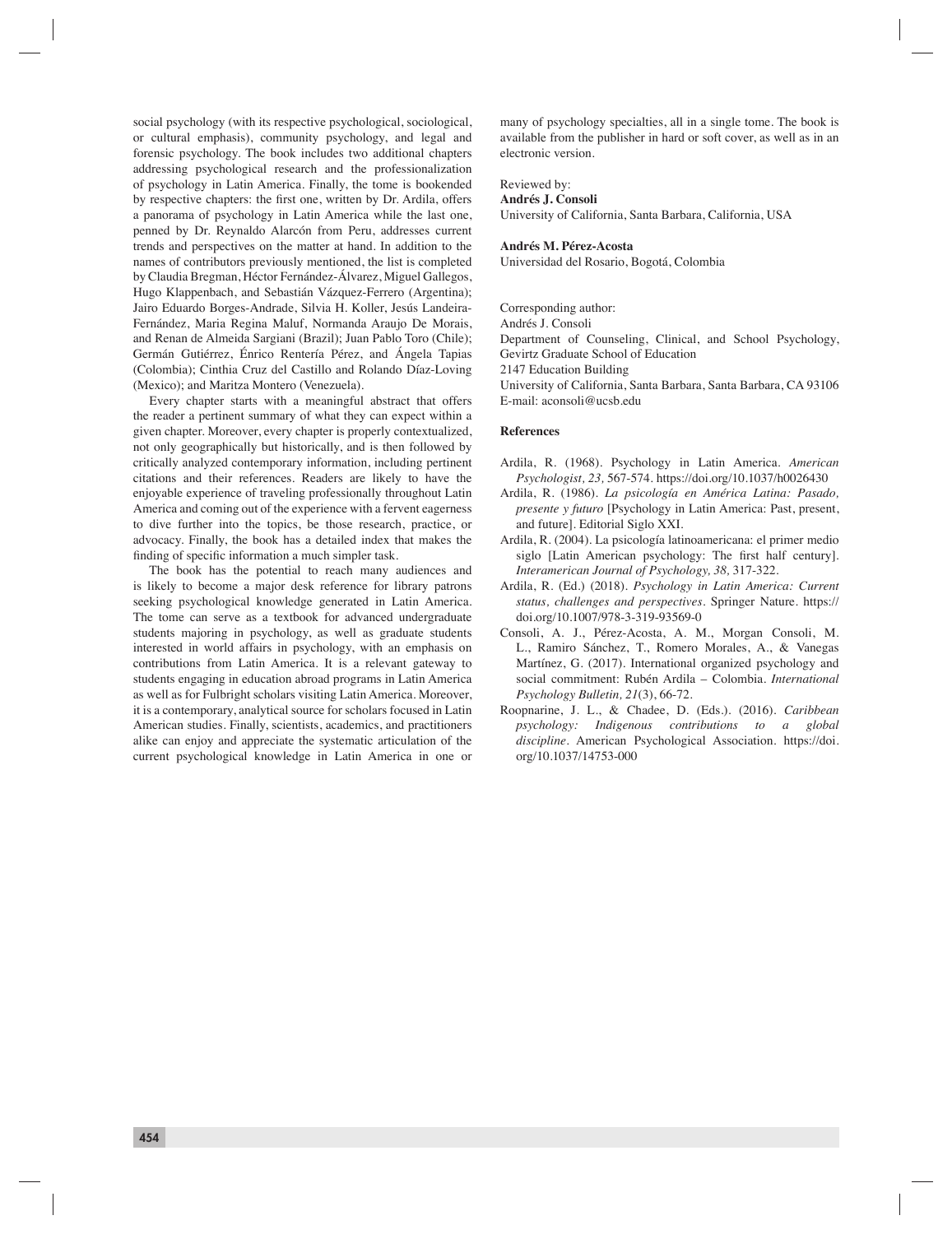social psychology (with its respective psychological, sociological, or cultural emphasis), community psychology, and legal and forensic psychology. The book includes two additional chapters addressing psychological research and the professionalization of psychology in Latin America. Finally, the tome is bookended by respective chapters: the first one, written by Dr. Ardila, offers a panorama of psychology in Latin America while the last one, penned by Dr. Reynaldo Alarcón from Peru, addresses current trends and perspectives on the matter at hand. In addition to the names of contributors previously mentioned, the list is completed by Claudia Bregman, Héctor Fernández-Álvarez, Miguel Gallegos, Hugo Klappenbach, and Sebastián Vázquez-Ferrero (Argentina); Jairo Eduardo Borges-Andrade, Silvia H. Koller, Jesús Landeira-Fernández, Maria Regina Maluf, Normanda Araujo De Morais, and Renan de Almeida Sargiani (Brazil); Juan Pablo Toro (Chile); Germán Gutiérrez, Énrico Rentería Pérez, and Ángela Tapias (Colombia); Cinthia Cruz del Castillo and Rolando Díaz-Loving (Mexico); and Maritza Montero (Venezuela).

Every chapter starts with a meaningful abstract that offers the reader a pertinent summary of what they can expect within a given chapter. Moreover, every chapter is properly contextualized, not only geographically but historically, and is then followed by critically analyzed contemporary information, including pertinent citations and their references. Readers are likely to have the enjoyable experience of traveling professionally throughout Latin America and coming out of the experience with a fervent eagerness to dive further into the topics, be those research, practice, or advocacy. Finally, the book has a detailed index that makes the finding of specific information a much simpler task.

The book has the potential to reach many audiences and is likely to become a major desk reference for library patrons seeking psychological knowledge generated in Latin America. The tome can serve as a textbook for advanced undergraduate students majoring in psychology, as well as graduate students interested in world affairs in psychology, with an emphasis on contributions from Latin America. It is a relevant gateway to students engaging in education abroad programs in Latin America as well as for Fulbright scholars visiting Latin America. Moreover, it is a contemporary, analytical source for scholars focused in Latin American studies. Finally, scientists, academics, and practitioners alike can enjoy and appreciate the systematic articulation of the current psychological knowledge in Latin America in one or many of psychology specialties, all in a single tome. The book is available from the publisher in hard or soft cover, as well as in an electronic version.

Reviewed by:
**Andrés J. Consoli**
University of California, Santa Barbara, California, USA

**Andrés M. Pérez-Acosta**
Universidad del Rosario, Bogotá, Colombia

Corresponding author:
Andrés J. Consoli
Department of Counseling, Clinical, and School Psychology, Gevirtz Graduate School of Education
2147 Education Building
University of California, Santa Barbara, Santa Barbara, CA 93106
E-mail: aconsoli@ucsb.edu

**References**

Ardila, R. (1968). Psychology in Latin America. *American Psychologist, 23,* 567-574. https://doi.org/10.1037/h0026430

Ardila, R. (1986). *La psicología en América Latina: Pasado, presente y futuro* [Psychology in Latin America: Past, present, and future]. Editorial Siglo XXI.

Ardila, R. (2004). La psicología latinoamericana: el primer medio siglo [Latin American psychology: The first half century]. *Interamerican Journal of Psychology, 38,* 317-322.

Ardila, R. (Ed.) (2018). *Psychology in Latin America: Current status, challenges and perspectives*. Springer Nature. https://doi.org/10.1007/978-3-319-93569-0

Consoli, A. J., Pérez-Acosta, A. M., Morgan Consoli, M. L., Ramiro Sánchez, T., Romero Morales, A., & Vanegas Martínez, G. (2017). International organized psychology and social commitment: Rubén Ardila – Colombia. *International Psychology Bulletin, 21*(3), 66-72.

Roopnarine, J. L., & Chadee, D. (Eds.). (2016). *Caribbean psychology: Indigenous contributions to a global discipline*. American Psychological Association. https://doi.org/10.1037/14753-000